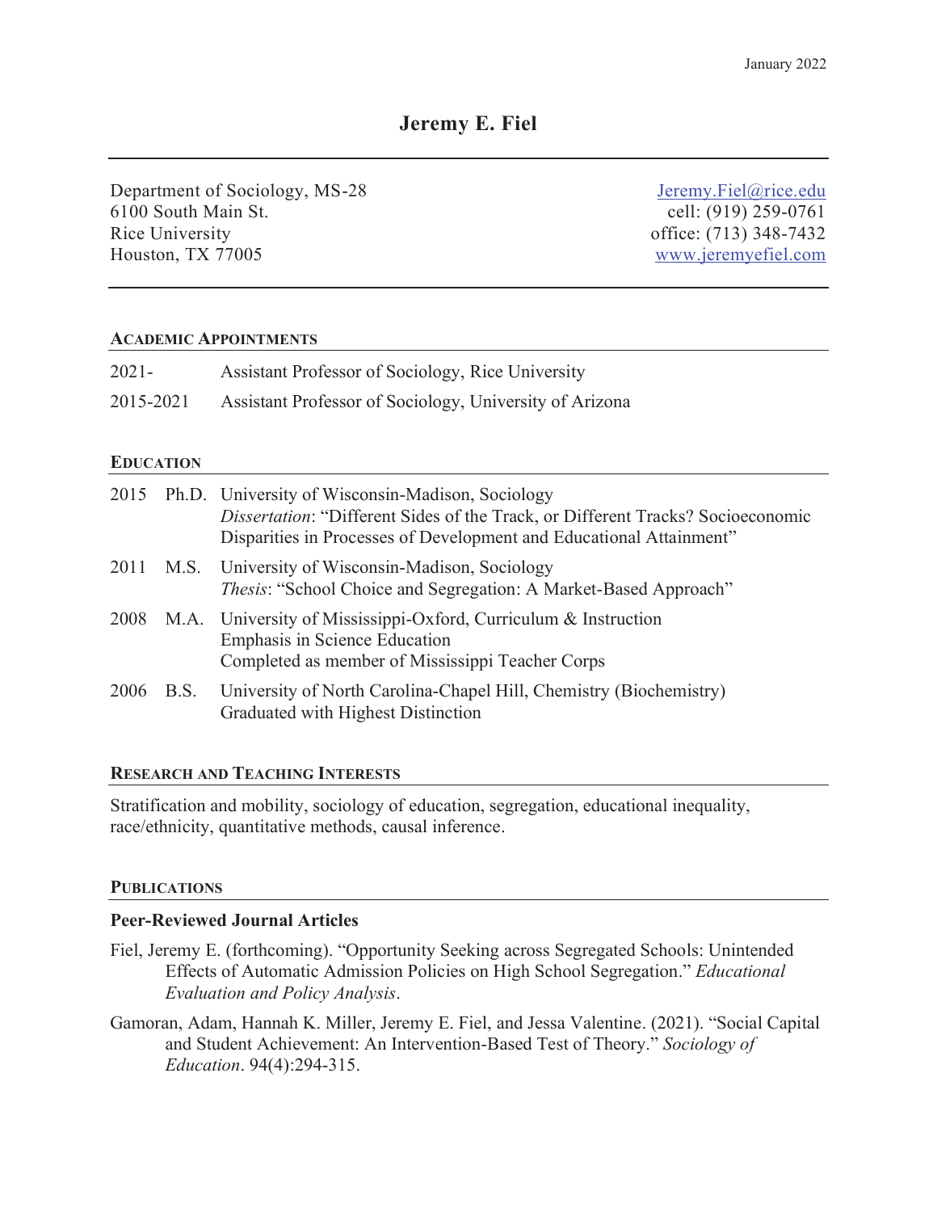January 2022

# Jeremy E. Fiel

Department of Sociology, MS-28
6100 South Main St.
Rice University
Houston, TX 77005

Jeremy.Fiel@rice.edu
cell: (919) 259-0761
office: (713) 348-7432
www.jeremyefiel.com

## ACADEMIC APPOINTMENTS

2021- Assistant Professor of Sociology, Rice University

2015-2021 Assistant Professor of Sociology, University of Arizona

## EDUCATION

2015 Ph.D. University of Wisconsin-Madison, Sociology
*Dissertation*: "Different Sides of the Track, or Different Tracks? Socioeconomic Disparities in Processes of Development and Educational Attainment"

2011 M.S. University of Wisconsin-Madison, Sociology
*Thesis*: "School Choice and Segregation: A Market-Based Approach"

2008 M.A. University of Mississippi-Oxford, Curriculum & Instruction
Emphasis in Science Education
Completed as member of Mississippi Teacher Corps

2006 B.S. University of North Carolina-Chapel Hill, Chemistry (Biochemistry)
Graduated with Highest Distinction

## RESEARCH AND TEACHING INTERESTS

Stratification and mobility, sociology of education, segregation, educational inequality, race/ethnicity, quantitative methods, causal inference.

## PUBLICATIONS

### Peer-Reviewed Journal Articles

Fiel, Jeremy E. (forthcoming). "Opportunity Seeking across Segregated Schools: Unintended Effects of Automatic Admission Policies on High School Segregation." *Educational Evaluation and Policy Analysis*.

Gamoran, Adam, Hannah K. Miller, Jeremy E. Fiel, and Jessa Valentine. (2021). "Social Capital and Student Achievement: An Intervention-Based Test of Theory." *Sociology of Education*. 94(4):294-315.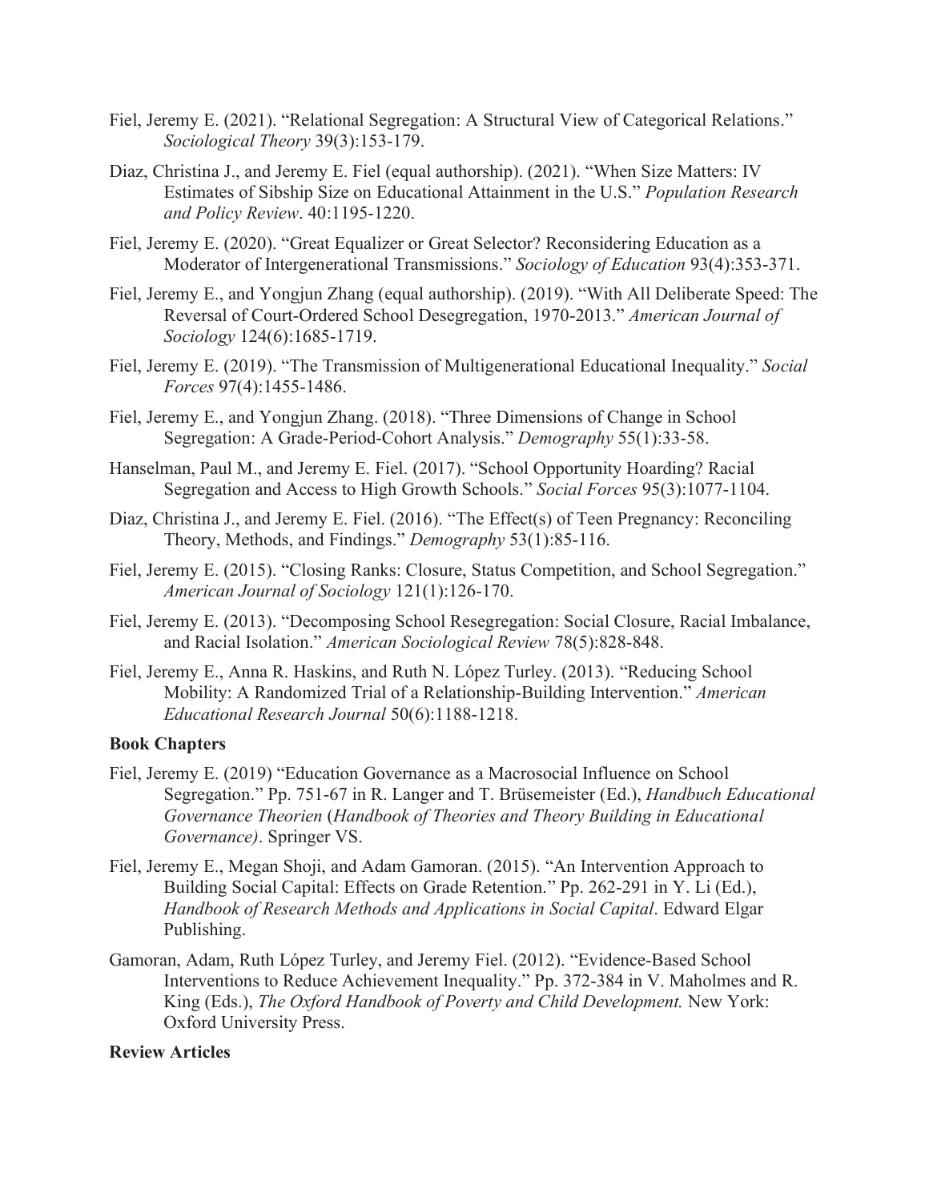Fiel, Jeremy E. (2021). "Relational Segregation: A Structural View of Categorical Relations." *Sociological Theory* 39(3):153-179.

Diaz, Christina J., and Jeremy E. Fiel (equal authorship). (2021). "When Size Matters: IV Estimates of Sibship Size on Educational Attainment in the U.S." *Population Research and Policy Review*. 40:1195-1220.

Fiel, Jeremy E. (2020). "Great Equalizer or Great Selector? Reconsidering Education as a Moderator of Intergenerational Transmissions." *Sociology of Education* 93(4):353-371.

Fiel, Jeremy E., and Yongjun Zhang (equal authorship). (2019). "With All Deliberate Speed: The Reversal of Court-Ordered School Desegregation, 1970-2013." *American Journal of Sociology* 124(6):1685-1719.

Fiel, Jeremy E. (2019). "The Transmission of Multigenerational Educational Inequality." *Social Forces* 97(4):1455-1486.

Fiel, Jeremy E., and Yongjun Zhang. (2018). "Three Dimensions of Change in School Segregation: A Grade-Period-Cohort Analysis." *Demography* 55(1):33-58.

Hanselman, Paul M., and Jeremy E. Fiel. (2017). "School Opportunity Hoarding? Racial Segregation and Access to High Growth Schools." *Social Forces* 95(3):1077-1104.

Diaz, Christina J., and Jeremy E. Fiel. (2016). "The Effect(s) of Teen Pregnancy: Reconciling Theory, Methods, and Findings." *Demography* 53(1):85-116.

Fiel, Jeremy E. (2015). "Closing Ranks: Closure, Status Competition, and School Segregation." *American Journal of Sociology* 121(1):126-170.

Fiel, Jeremy E. (2013). "Decomposing School Resegregation: Social Closure, Racial Imbalance, and Racial Isolation." *American Sociological Review* 78(5):828-848.

Fiel, Jeremy E., Anna R. Haskins, and Ruth N. López Turley. (2013). "Reducing School Mobility: A Randomized Trial of a Relationship-Building Intervention." *American Educational Research Journal* 50(6):1188-1218.

**Book Chapters**

Fiel, Jeremy E. (2019) "Education Governance as a Macrosocial Influence on School Segregation." Pp. 751-67 in R. Langer and T. Brüsemeister (Ed.), *Handbuch Educational Governance Theorien* (*Handbook of Theories and Theory Building in Educational Governance)*. Springer VS.

Fiel, Jeremy E., Megan Shoji, and Adam Gamoran. (2015). "An Intervention Approach to Building Social Capital: Effects on Grade Retention." Pp. 262-291 in Y. Li (Ed.), *Handbook of Research Methods and Applications in Social Capital*. Edward Elgar Publishing.

Gamoran, Adam, Ruth López Turley, and Jeremy Fiel. (2012). "Evidence-Based School Interventions to Reduce Achievement Inequality." Pp. 372-384 in V. Maholmes and R. King (Eds.), *The Oxford Handbook of Poverty and Child Development.* New York: Oxford University Press.

**Review Articles**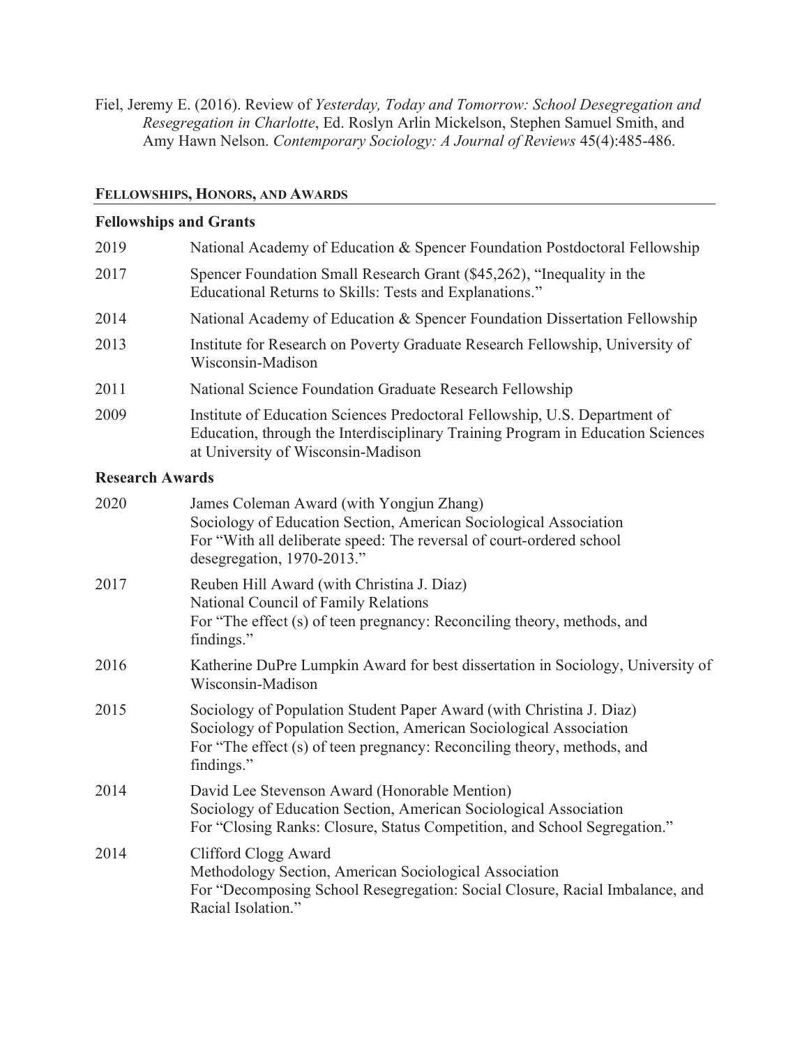Fiel, Jeremy E. (2016). Review of *Yesterday, Today and Tomorrow: School Desegregation and Resegregation in Charlotte*, Ed. Roslyn Arlin Mickelson, Stephen Samuel Smith, and Amy Hawn Nelson. *Contemporary Sociology: A Journal of Reviews* 45(4):485-486.

## FELLOWSHIPS, HONORS, AND AWARDS

### Fellowships and Grants

2019 National Academy of Education & Spencer Foundation Postdoctoral Fellowship

2017 Spencer Foundation Small Research Grant ($45,262), "Inequality in the Educational Returns to Skills: Tests and Explanations."

2014 National Academy of Education & Spencer Foundation Dissertation Fellowship

2013 Institute for Research on Poverty Graduate Research Fellowship, University of Wisconsin-Madison

2011 National Science Foundation Graduate Research Fellowship

2009 Institute of Education Sciences Predoctoral Fellowship, U.S. Department of Education, through the Interdisciplinary Training Program in Education Sciences at University of Wisconsin-Madison

### Research Awards

2020 James Coleman Award (with Yongjun Zhang)
Sociology of Education Section, American Sociological Association
For "With all deliberate speed: The reversal of court-ordered school desegregation, 1970-2013."

2017 Reuben Hill Award (with Christina J. Diaz)
National Council of Family Relations
For "The effect (s) of teen pregnancy: Reconciling theory, methods, and findings."

2016 Katherine DuPre Lumpkin Award for best dissertation in Sociology, University of Wisconsin-Madison

2015 Sociology of Population Student Paper Award (with Christina J. Diaz)
Sociology of Population Section, American Sociological Association
For "The effect (s) of teen pregnancy: Reconciling theory, methods, and findings."

2014 David Lee Stevenson Award (Honorable Mention)
Sociology of Education Section, American Sociological Association
For "Closing Ranks: Closure, Status Competition, and School Segregation."

2014 Clifford Clogg Award
Methodology Section, American Sociological Association
For "Decomposing School Resegregation: Social Closure, Racial Imbalance, and Racial Isolation."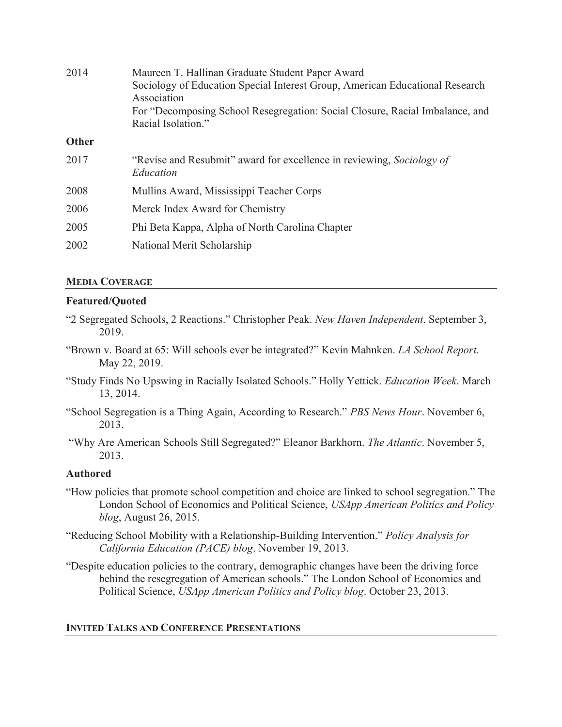| | |
|---|---|
| 2014 | Maureen T. Hallinan Graduate Student Paper Award<br>Sociology of Education Special Interest Group, American Educational Research Association<br>For "Decomposing School Resegregation: Social Closure, Racial Imbalance, and Racial Isolation." |

**Other**

| | |
|---|---|
| 2017 | "Revise and Resubmit" award for excellence in reviewing, *Sociology of Education* |
| 2008 | Mullins Award, Mississippi Teacher Corps |
| 2006 | Merck Index Award for Chemistry |
| 2005 | Phi Beta Kappa, Alpha of North Carolina Chapter |
| 2002 | National Merit Scholarship |

## MEDIA COVERAGE

### Featured/Quoted

"2 Segregated Schools, 2 Reactions." Christopher Peak. *New Haven Independent*. September 3, 2019.

"Brown v. Board at 65: Will schools ever be integrated?" Kevin Mahnken. *LA School Report*. May 22, 2019.

"Study Finds No Upswing in Racially Isolated Schools." Holly Yettick. *Education Week*. March 13, 2014.

"School Segregation is a Thing Again, According to Research." *PBS News Hour*. November 6, 2013.

"Why Are American Schools Still Segregated?" Eleanor Barkhorn. *The Atlantic*. November 5, 2013.

### Authored

"How policies that promote school competition and choice are linked to school segregation." The London School of Economics and Political Science, *USApp American Politics and Policy blog*, August 26, 2015.

"Reducing School Mobility with a Relationship-Building Intervention." *Policy Analysis for California Education (PACE) blog*. November 19, 2013.

"Despite education policies to the contrary, demographic changes have been the driving force behind the resegregation of American schools." The London School of Economics and Political Science, *USApp American Politics and Policy blog*. October 23, 2013.

## INVITED TALKS AND CONFERENCE PRESENTATIONS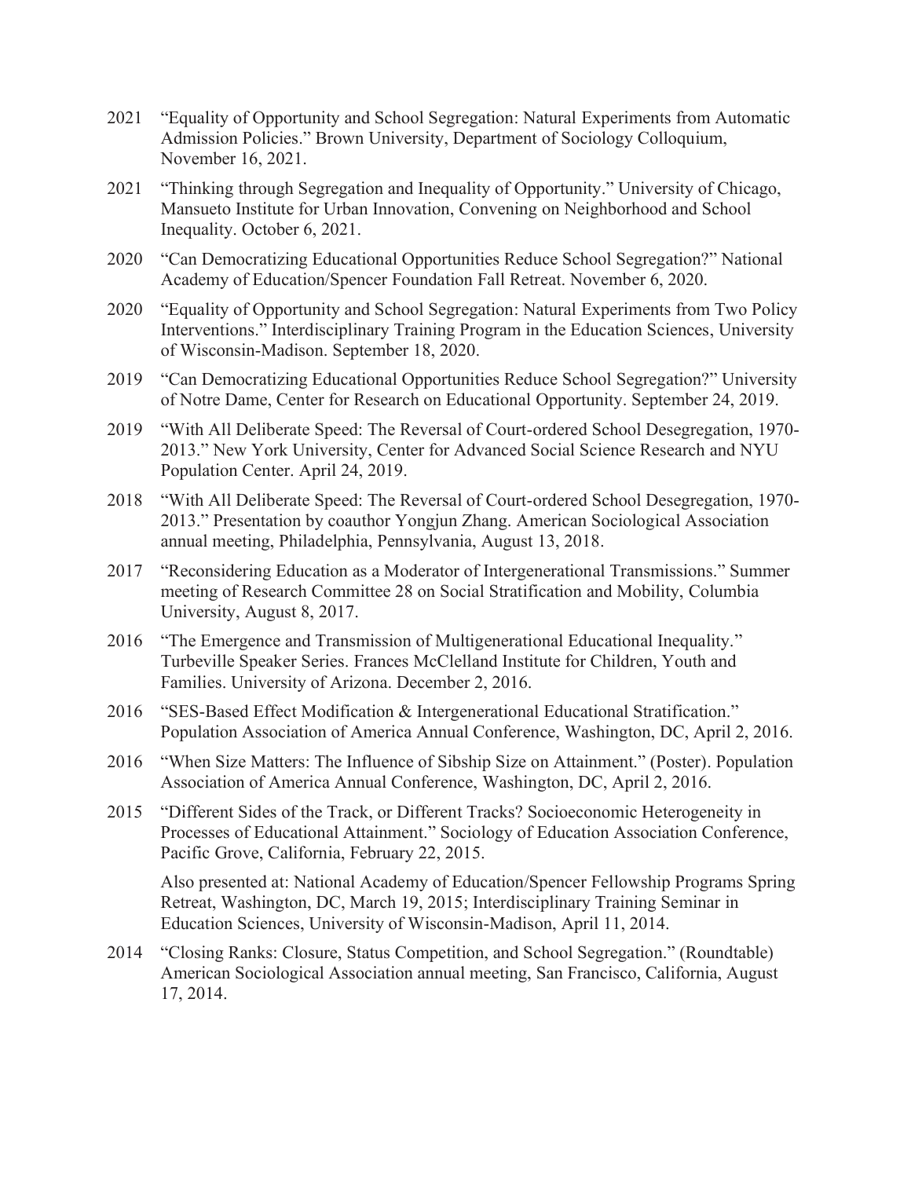2021 "Equality of Opportunity and School Segregation: Natural Experiments from Automatic Admission Policies." Brown University, Department of Sociology Colloquium, November 16, 2021.

2021 "Thinking through Segregation and Inequality of Opportunity." University of Chicago, Mansueto Institute for Urban Innovation, Convening on Neighborhood and School Inequality. October 6, 2021.

2020 "Can Democratizing Educational Opportunities Reduce School Segregation?" National Academy of Education/Spencer Foundation Fall Retreat. November 6, 2020.

2020 "Equality of Opportunity and School Segregation: Natural Experiments from Two Policy Interventions." Interdisciplinary Training Program in the Education Sciences, University of Wisconsin-Madison. September 18, 2020.

2019 "Can Democratizing Educational Opportunities Reduce School Segregation?" University of Notre Dame, Center for Research on Educational Opportunity. September 24, 2019.

2019 "With All Deliberate Speed: The Reversal of Court-ordered School Desegregation, 1970-2013." New York University, Center for Advanced Social Science Research and NYU Population Center. April 24, 2019.

2018 "With All Deliberate Speed: The Reversal of Court-ordered School Desegregation, 1970-2013." Presentation by coauthor Yongjun Zhang. American Sociological Association annual meeting, Philadelphia, Pennsylvania, August 13, 2018.

2017 "Reconsidering Education as a Moderator of Intergenerational Transmissions." Summer meeting of Research Committee 28 on Social Stratification and Mobility, Columbia University, August 8, 2017.

2016 "The Emergence and Transmission of Multigenerational Educational Inequality." Turbeville Speaker Series. Frances McClelland Institute for Children, Youth and Families. University of Arizona. December 2, 2016.

2016 "SES-Based Effect Modification & Intergenerational Educational Stratification." Population Association of America Annual Conference, Washington, DC, April 2, 2016.

2016 "When Size Matters: The Influence of Sibship Size on Attainment." (Poster). Population Association of America Annual Conference, Washington, DC, April 2, 2016.

2015 "Different Sides of the Track, or Different Tracks? Socioeconomic Heterogeneity in Processes of Educational Attainment." Sociology of Education Association Conference, Pacific Grove, California, February 22, 2015.

Also presented at: National Academy of Education/Spencer Fellowship Programs Spring Retreat, Washington, DC, March 19, 2015; Interdisciplinary Training Seminar in Education Sciences, University of Wisconsin-Madison, April 11, 2014.

2014 "Closing Ranks: Closure, Status Competition, and School Segregation." (Roundtable) American Sociological Association annual meeting, San Francisco, California, August 17, 2014.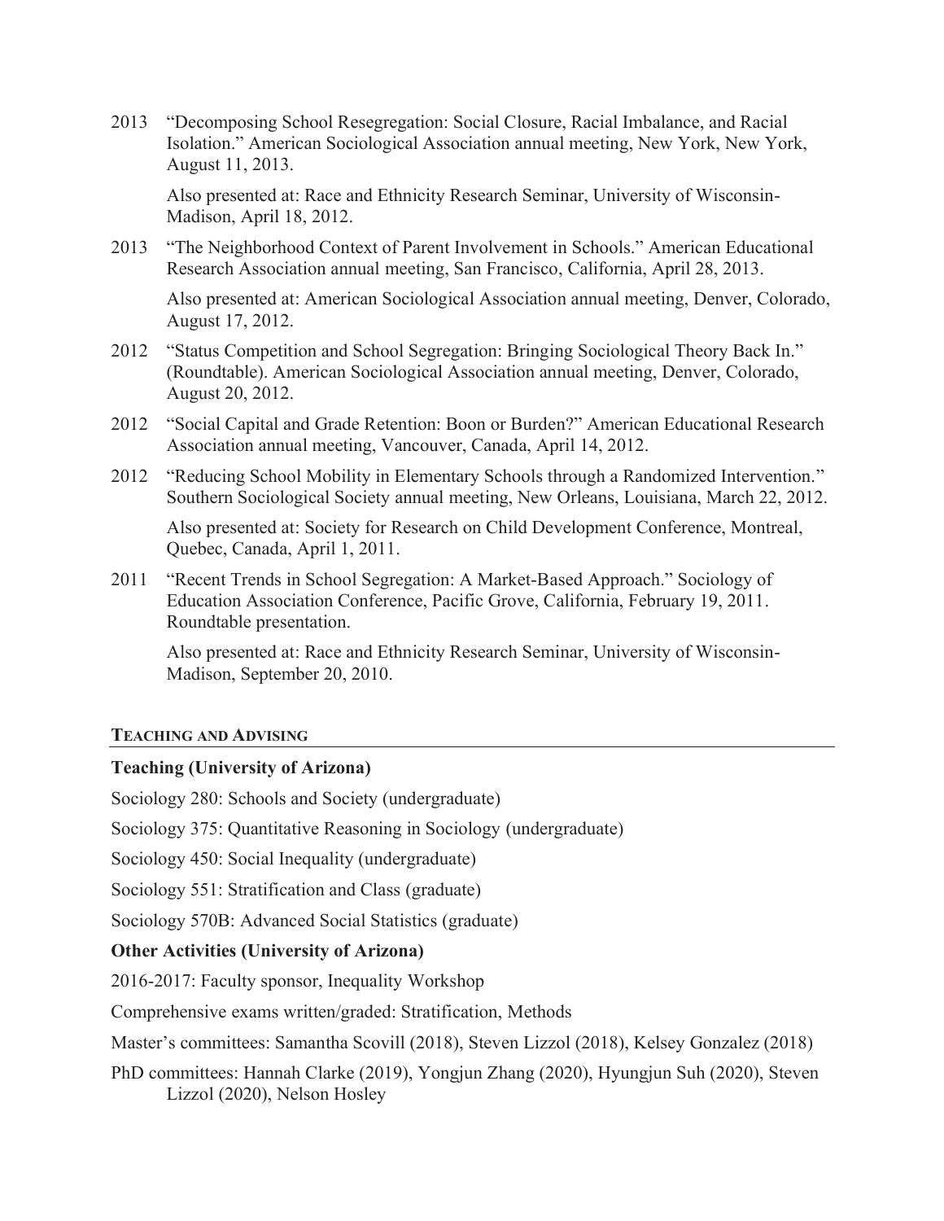2013 "Decomposing School Resegregation: Social Closure, Racial Imbalance, and Racial Isolation." American Sociological Association annual meeting, New York, New York, August 11, 2013.

Also presented at: Race and Ethnicity Research Seminar, University of Wisconsin-Madison, April 18, 2012.

2013 "The Neighborhood Context of Parent Involvement in Schools." American Educational Research Association annual meeting, San Francisco, California, April 28, 2013.

Also presented at: American Sociological Association annual meeting, Denver, Colorado, August 17, 2012.

2012 "Status Competition and School Segregation: Bringing Sociological Theory Back In." (Roundtable). American Sociological Association annual meeting, Denver, Colorado, August 20, 2012.

2012 "Social Capital and Grade Retention: Boon or Burden?" American Educational Research Association annual meeting, Vancouver, Canada, April 14, 2012.

2012 "Reducing School Mobility in Elementary Schools through a Randomized Intervention." Southern Sociological Society annual meeting, New Orleans, Louisiana, March 22, 2012.

Also presented at: Society for Research on Child Development Conference, Montreal, Quebec, Canada, April 1, 2011.

2011 "Recent Trends in School Segregation: A Market-Based Approach." Sociology of Education Association Conference, Pacific Grove, California, February 19, 2011. Roundtable presentation.

Also presented at: Race and Ethnicity Research Seminar, University of Wisconsin-Madison, September 20, 2010.

## TEACHING AND ADVISING

### Teaching (University of Arizona)

Sociology 280: Schools and Society (undergraduate)

Sociology 375: Quantitative Reasoning in Sociology (undergraduate)

Sociology 450: Social Inequality (undergraduate)

Sociology 551: Stratification and Class (graduate)

Sociology 570B: Advanced Social Statistics (graduate)

### Other Activities (University of Arizona)

2016-2017: Faculty sponsor, Inequality Workshop

Comprehensive exams written/graded: Stratification, Methods

Master's committees: Samantha Scovill (2018), Steven Lizzol (2018), Kelsey Gonzalez (2018)

PhD committees: Hannah Clarke (2019), Yongjun Zhang (2020), Hyungjun Suh (2020), Steven Lizzol (2020), Nelson Hosley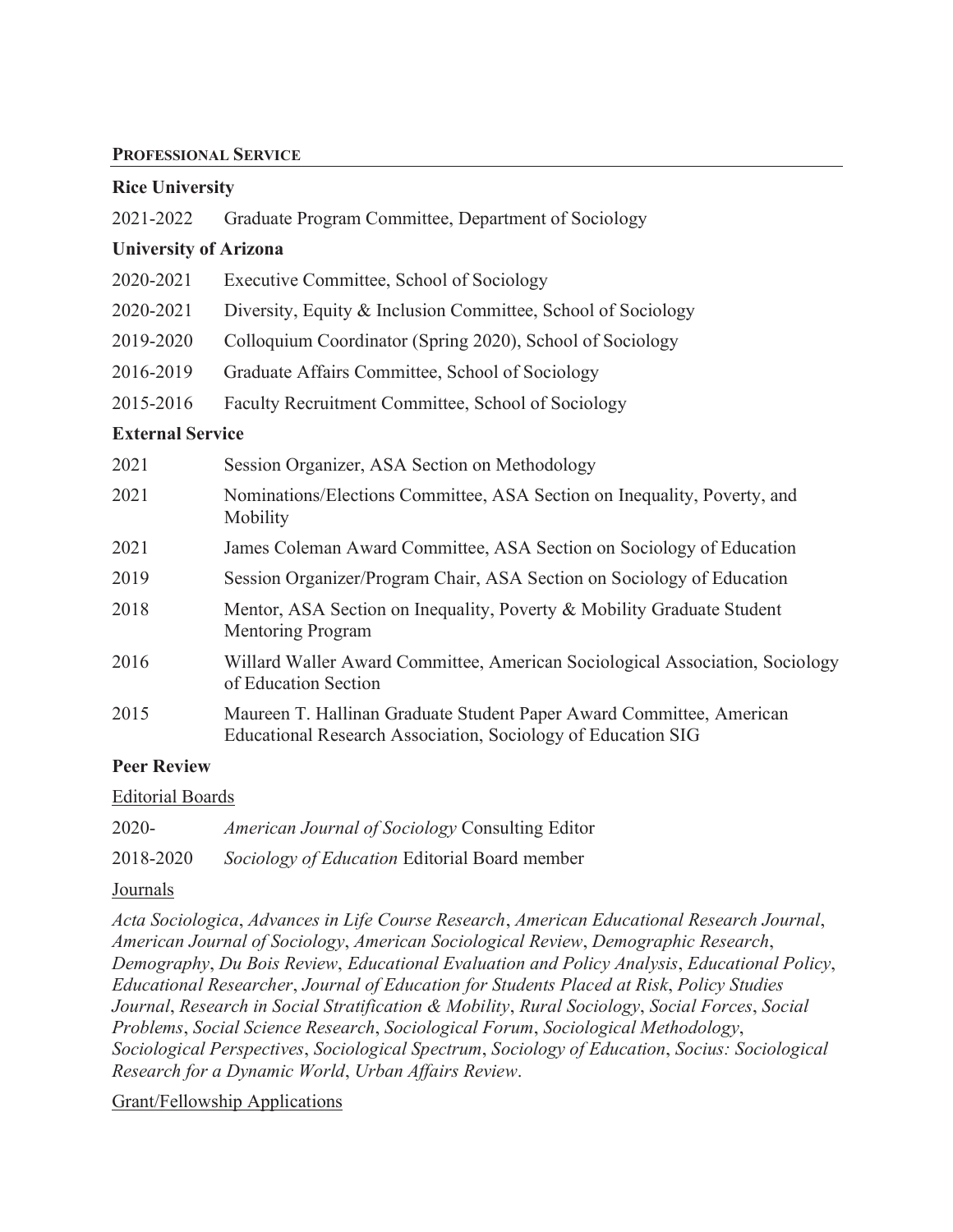## PROFESSIONAL SERVICE

### Rice University

2021-2022 Graduate Program Committee, Department of Sociology

### University of Arizona

2020-2021 Executive Committee, School of Sociology

2020-2021 Diversity, Equity & Inclusion Committee, School of Sociology

2019-2020 Colloquium Coordinator (Spring 2020), School of Sociology

2016-2019 Graduate Affairs Committee, School of Sociology

2015-2016 Faculty Recruitment Committee, School of Sociology

### External Service

2021 Session Organizer, ASA Section on Methodology

2021 Nominations/Elections Committee, ASA Section on Inequality, Poverty, and Mobility

2021 James Coleman Award Committee, ASA Section on Sociology of Education

2019 Session Organizer/Program Chair, ASA Section on Sociology of Education

2018 Mentor, ASA Section on Inequality, Poverty & Mobility Graduate Student Mentoring Program

2016 Willard Waller Award Committee, American Sociological Association, Sociology of Education Section

2015 Maureen T. Hallinan Graduate Student Paper Award Committee, American Educational Research Association, Sociology of Education SIG

### Peer Review

<u>Editorial Boards</u>

2020- *American Journal of Sociology* Consulting Editor

2018-2020 *Sociology of Education* Editorial Board member

<u>Journals</u>

*Acta Sociologica*, *Advances in Life Course Research*, *American Educational Research Journal*, *American Journal of Sociology*, *American Sociological Review*, *Demographic Research*, *Demography*, *Du Bois Review*, *Educational Evaluation and Policy Analysis*, *Educational Policy*, *Educational Researcher*, *Journal of Education for Students Placed at Risk*, *Policy Studies Journal*, *Research in Social Stratification & Mobility*, *Rural Sociology*, *Social Forces*, *Social Problems*, *Social Science Research*, *Sociological Forum*, *Sociological Methodology*, *Sociological Perspectives*, *Sociological Spectrum*, *Sociology of Education*, *Socius: Sociological Research for a Dynamic World*, *Urban Affairs Review*.

<u>Grant/Fellowship Applications</u>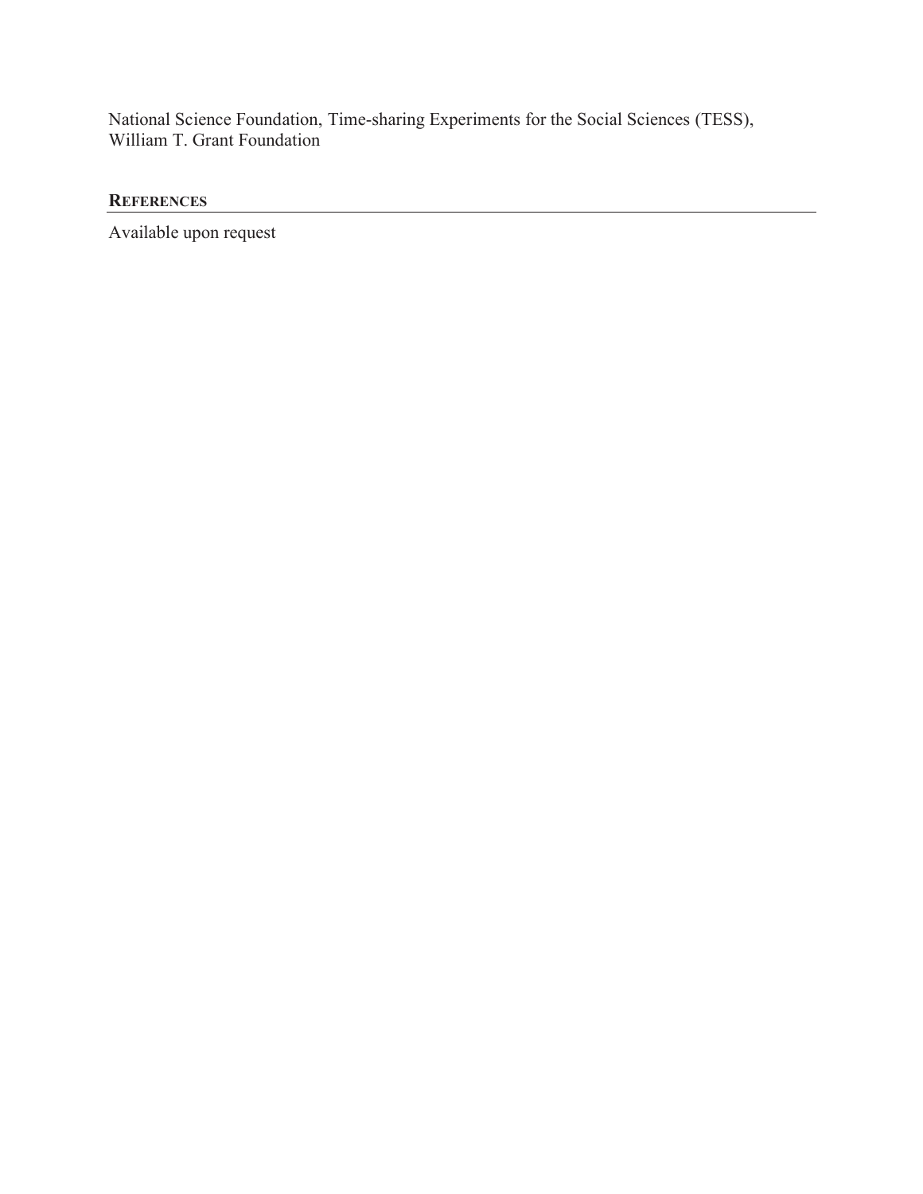National Science Foundation, Time-sharing Experiments for the Social Sciences (TESS), William T. Grant Foundation

## References

Available upon request